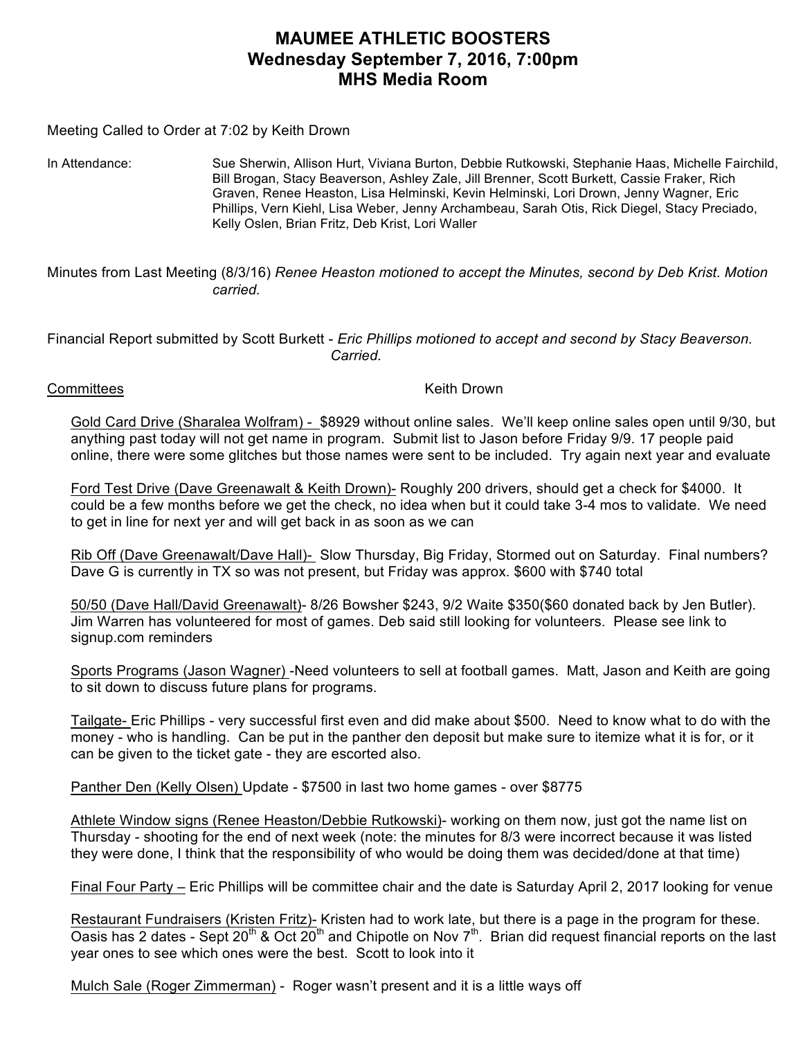# MAUMEE ATHLETIC BOOSTERS
## Wednesday September 7, 2016, 7:00pm
## MHS Media Room

Meeting Called to Order at 7:02 by Keith Drown

In Attendance: Sue Sherwin, Allison Hurt, Viviana Burton, Debbie Rutkowski, Stephanie Haas, Michelle Fairchild, Bill Brogan, Stacy Beaverson, Ashley Zale, Jill Brenner, Scott Burkett, Cassie Fraker, Rich Graven, Renee Heaston, Lisa Helminski, Kevin Helminski, Lori Drown, Jenny Wagner, Eric Phillips, Vern Kiehl, Lisa Weber, Jenny Archambeau, Sarah Otis, Rick Diegel, Stacy Preciado, Kelly Oslen, Brian Fritz, Deb Krist, Lori Waller

Minutes from Last Meeting (8/3/16) *Renee Heaston motioned to accept the Minutes, second by Deb Krist. Motion carried.*

Financial Report submitted by Scott Burkett - *Eric Phillips motioned to accept and second by Stacy Beaverson. Carried.*

<u>Committees</u> Keith Drown

<u>Gold Card Drive (Sharalea Wolfram) -</u> $8929 without online sales. We'll keep online sales open until 9/30, but anything past today will not get name in program. Submit list to Jason before Friday 9/9. 17 people paid online, there were some glitches but those names were sent to be included. Try again next year and evaluate

<u>Ford Test Drive (Dave Greenawalt & Keith Drown)-</u> Roughly 200 drivers, should get a check for $4000. It could be a few months before we get the check, no idea when but it could take 3-4 mos to validate. We need to get in line for next yer and will get back in as soon as we can

<u>Rib Off (Dave Greenawalt/Dave Hall)-</u> Slow Thursday, Big Friday, Stormed out on Saturday. Final numbers? Dave G is currently in TX so was not present, but Friday was approx. $600 with $740 total

<u>50/50 (Dave Hall/David Greenawalt)</u>- 8/26 Bowsher $243, 9/2 Waite $350($60 donated back by Jen Butler). Jim Warren has volunteered for most of games. Deb said still looking for volunteers. Please see link to signup.com reminders

<u>Sports Programs (Jason Wagner)</u> -Need volunteers to sell at football games. Matt, Jason and Keith are going to sit down to discuss future plans for programs.

<u>Tailgate-</u> Eric Phillips - very successful first even and did make about $500. Need to know what to do with the money - who is handling. Can be put in the panther den deposit but make sure to itemize what it is for, or it can be given to the ticket gate - they are escorted also.

<u>Panther Den (Kelly Olsen)</u> Update - $7500 in last two home games - over $8775

<u>Athlete Window signs (Renee Heaston/Debbie Rutkowski)</u>- working on them now, just got the name list on Thursday - shooting for the end of next week (note: the minutes for 8/3 were incorrect because it was listed they were done, I think that the responsibility of who would be doing them was decided/done at that time)

<u>Final Four Party –</u> Eric Phillips will be committee chair and the date is Saturday April 2, 2017 looking for venue

<u>Restaurant Fundraisers (Kristen Fritz)</u>- Kristen had to work late, but there is a page in the program for these. Oasis has 2 dates - Sept 20th & Oct 20th and Chipotle on Nov 7th. Brian did request financial reports on the last year ones to see which ones were the best. Scott to look into it

<u>Mulch Sale (Roger Zimmerman)</u> - Roger wasn't present and it is a little ways off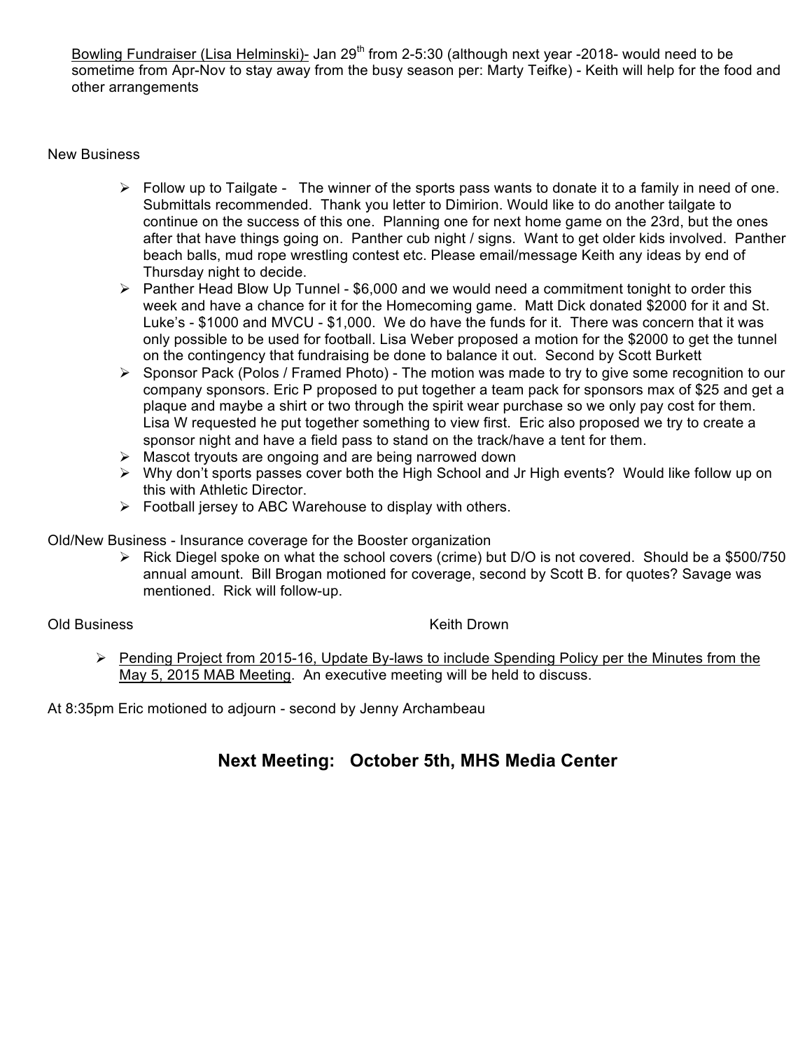Bowling Fundraiser (Lisa Helminski)- Jan 29th from 2-5:30 (although next year -2018- would need to be sometime from Apr-Nov to stay away from the busy season per: Marty Teifke) - Keith will help for the food and other arrangements

New Business

- Follow up to Tailgate - The winner of the sports pass wants to donate it to a family in need of one. Submittals recommended. Thank you letter to Dimirion. Would like to do another tailgate to continue on the success of this one. Planning one for next home game on the 23rd, but the ones after that have things going on. Panther cub night / signs. Want to get older kids involved. Panther beach balls, mud rope wrestling contest etc. Please email/message Keith any ideas by end of Thursday night to decide.
- Panther Head Blow Up Tunnel - $6,000 and we would need a commitment tonight to order this week and have a chance for it for the Homecoming game. Matt Dick donated $2000 for it and St. Luke's - $1000 and MVCU - $1,000. We do have the funds for it. There was concern that it was only possible to be used for football. Lisa Weber proposed a motion for the $2000 to get the tunnel on the contingency that fundraising be done to balance it out. Second by Scott Burkett
- Sponsor Pack (Polos / Framed Photo) - The motion was made to try to give some recognition to our company sponsors. Eric P proposed to put together a team pack for sponsors max of $25 and get a plaque and maybe a shirt or two through the spirit wear purchase so we only pay cost for them. Lisa W requested he put together something to view first. Eric also proposed we try to create a sponsor night and have a field pass to stand on the track/have a tent for them.
- Mascot tryouts are ongoing and are being narrowed down
- Why don't sports passes cover both the High School and Jr High events? Would like follow up on this with Athletic Director.
- Football jersey to ABC Warehouse to display with others.

Old/New Business - Insurance coverage for the Booster organization

- Rick Diegel spoke on what the school covers (crime) but D/O is not covered. Should be a $500/750 annual amount. Bill Brogan motioned for coverage, second by Scott B. for quotes? Savage was mentioned. Rick will follow-up.

Old Business Keith Drown

- Pending Project from 2015-16, Update By-laws to include Spending Policy per the Minutes from the May 5, 2015 MAB Meeting. An executive meeting will be held to discuss.

At 8:35pm Eric motioned to adjourn - second by Jenny Archambeau

## Next Meeting: October 5th, MHS Media Center